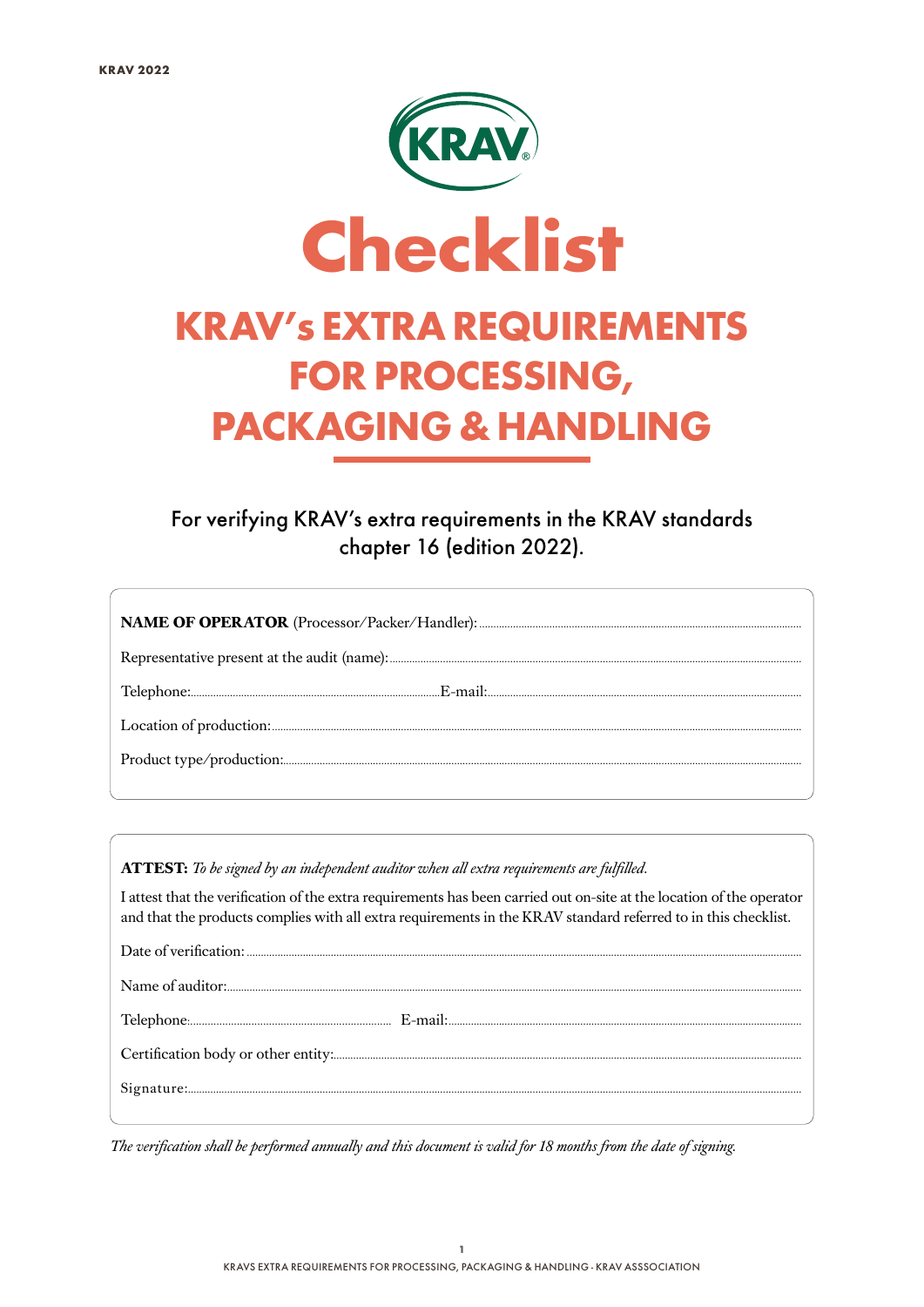# Checklist

## KRAV's EXTRA REQUIREMENTS FOR PROCESSING, PACKAGING & HANDLING

For verifying KRAV's extra requirements in the KRAV standards chapter 16 (edition 2022).

**NAME OF OPERATOR** (Processor/Packer/Handler): ..........

Representative present at the audit (name): ..........

Telephone: .......... E-mail: ..........

Location of production: ..........

Product type/production: ..........

**ATTEST:** *To be signed by an independent auditor when all extra requirements are fulfilled.*

I attest that the verification of the extra requirements has been carried out on-site at the location of the operator and that the products complies with all extra requirements in the KRAV standard referred to in this checklist.

Date of verification: ..........

Name of auditor: ..........

Telephone: .......... E-mail: ..........

Certification body or other entity: ..........

Signature: ..........

*The verification shall be performed annually and this document is valid for 18 months from the date of signing.*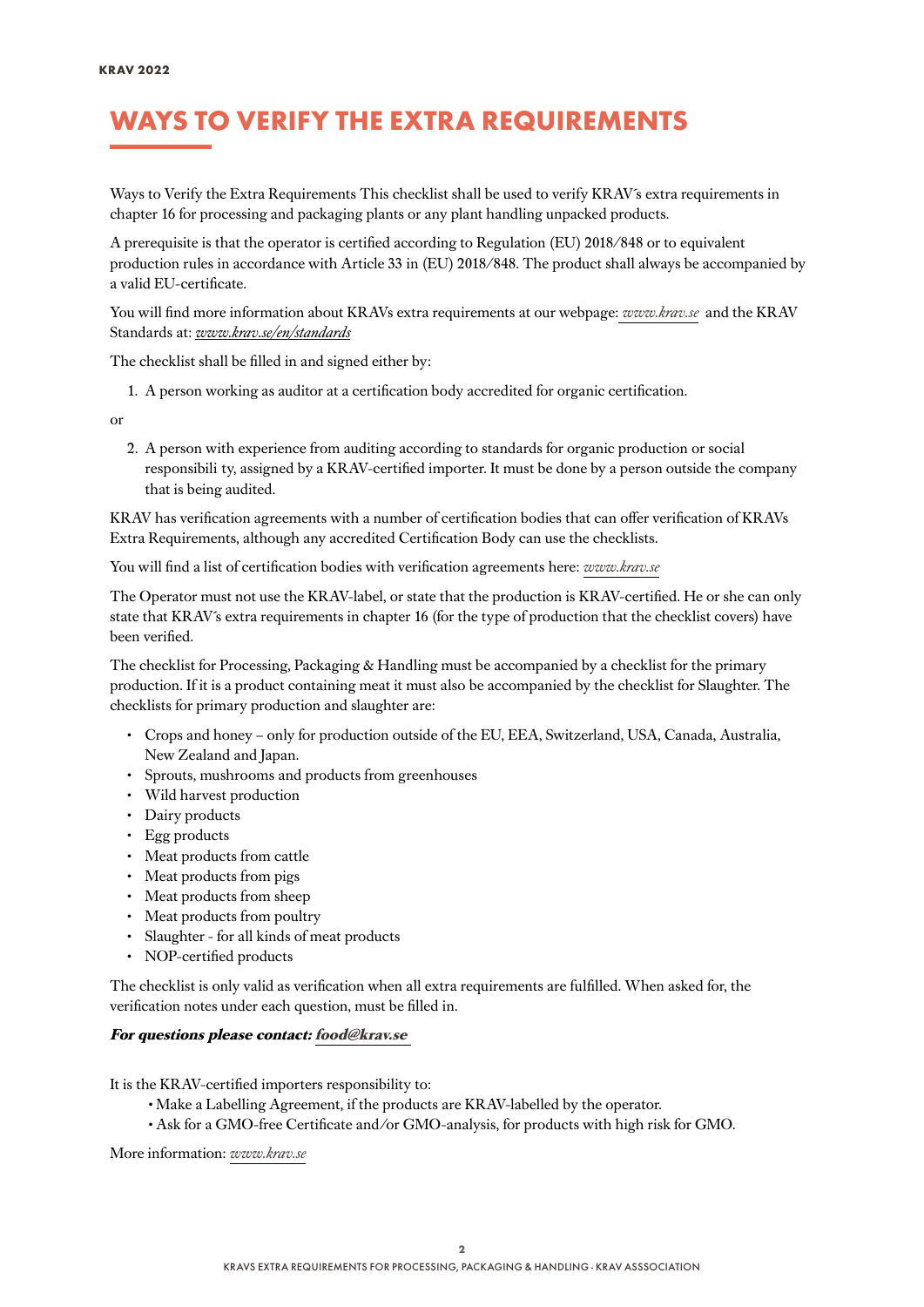# WAYS TO VERIFY THE EXTRA REQUIREMENTS

Ways to Verify the Extra Requirements This checklist shall be used to verify KRAV´s extra requirements in chapter 16 for processing and packaging plants or any plant handling unpacked products.

A prerequisite is that the operator is certified according to Regulation (EU) 2018/848 or to equivalent production rules in accordance with Article 33 in (EU) 2018/848. The product shall always be accompanied by a valid EU-certificate.

You will find more information about KRAVs extra requirements at our webpage: *www.krav.se* and the KRAV Standards at: *www.krav.se/en/standards*

The checklist shall be filled in and signed either by:

1. A person working as auditor at a certification body accredited for organic certification.

or

2. A person with experience from auditing according to standards for organic production or social responsibili ty, assigned by a KRAV-certified importer. It must be done by a person outside the company that is being audited.

KRAV has verification agreements with a number of certification bodies that can offer verification of KRAVs Extra Requirements, although any accredited Certification Body can use the checklists.

You will find a list of certification bodies with verification agreements here: *www.krav.se*

The Operator must not use the KRAV-label, or state that the production is KRAV-certified. He or she can only state that KRAV´s extra requirements in chapter 16 (for the type of production that the checklist covers) have been verified.

The checklist for Processing, Packaging & Handling must be accompanied by a checklist for the primary production. If it is a product containing meat it must also be accompanied by the checklist for Slaughter. The checklists for primary production and slaughter are:

- Crops and honey – only for production outside of the EU, EEA, Switzerland, USA, Canada, Australia, New Zealand and Japan.
- Sprouts, mushrooms and products from greenhouses
- Wild harvest production
- Dairy products
- Egg products
- Meat products from cattle
- Meat products from pigs
- Meat products from sheep
- Meat products from poultry
- Slaughter - for all kinds of meat products
- NOP-certified products

The checklist is only valid as verification when all extra requirements are fulfilled. When asked for, the verification notes under each question, must be filled in.

***For questions please contact: food@krav.se***

It is the KRAV-certified importers responsibility to:

- Make a Labelling Agreement, if the products are KRAV-labelled by the operator.
- Ask for a GMO-free Certificate and/or GMO-analysis, for products with high risk for GMO.

More information: *www.krav.se*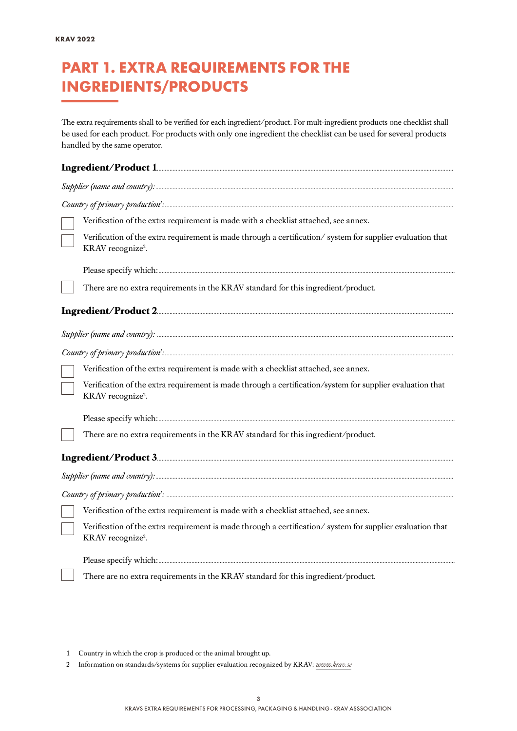// PART 1. EXTRA REQUIREMENTS FOR THE INGREDIENTS/PRODUCTS

# PART 1. EXTRA REQUIREMENTS FOR THE INGREDIENTS/PRODUCTS

The extra requirements shall to be verified for each ingredient/product. For mult-ingredient products one checklist shall be used for each product. For products with only one ingredient the checklist can be used for several products handled by the same operator.

**Ingredient/Product 1**........................................................................................................

*Supplier (name and country):*........................................................................................................

*Country of primary production*[1]*:*........................................................................................................

- [ ] Verification of the extra requirement is made with a checklist attached, see annex.
- [ ] Verification of the extra requirement is made through a certification/ system for supplier evaluation that KRAV recognize[2].

  Please specify which:........................................................................................................

- [ ] There are no extra requirements in the KRAV standard for this ingredient/product.

**Ingredient/Product 2**........................................................................................................

*Supplier (name and country):*........................................................................................................

*Country of primary production*[1]*:*........................................................................................................

- [ ] Verification of the extra requirement is made with a checklist attached, see annex.
- [ ] Verification of the extra requirement is made through a certification/system for supplier evaluation that KRAV recognize[2].

  Please specify which:........................................................................................................

- [ ] There are no extra requirements in the KRAV standard for this ingredient/product.

**Ingredient/Product 3**........................................................................................................

*Supplier (name and country):*........................................................................................................

*Country of primary production*[1]*:*........................................................................................................

- [ ] Verification of the extra requirement is made with a checklist attached, see annex.
- [ ] Verification of the extra requirement is made through a certification/ system for supplier evaluation that KRAV recognize[2].

  Please specify which:........................................................................................................

- [ ] There are no extra requirements in the KRAV standard for this ingredient/product.

1 Country in which the crop is produced or the animal brought up.

2 Information on standards/systems for supplier evaluation recognized by KRAV: *www.krav.se*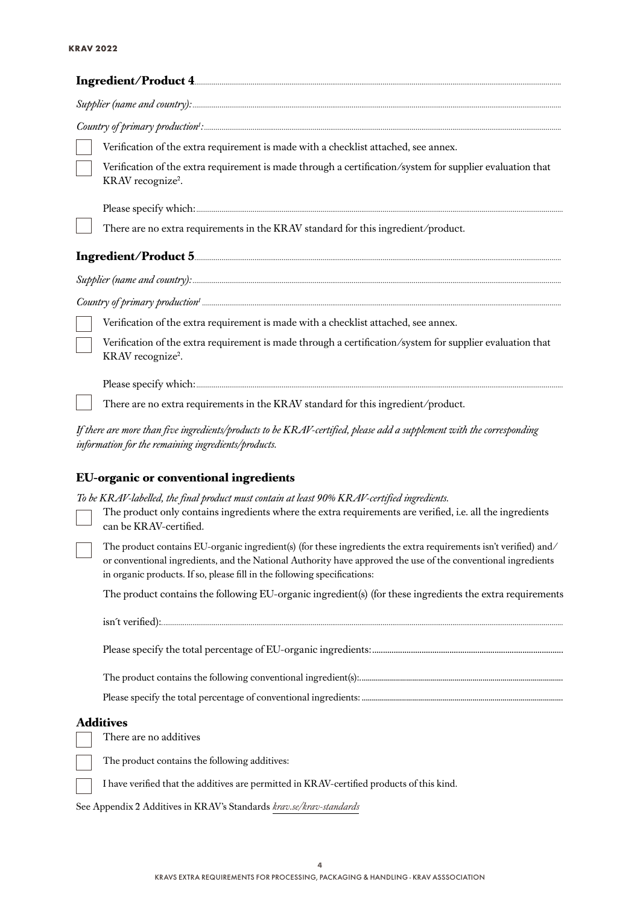**Ingredient/Product 4**

*Supplier (name and country):*

*Country of primary production[1]:*

- ☐ Verification of the extra requirement is made with a checklist attached, see annex.
- ☐ Verification of the extra requirement is made through a certification/system for supplier evaluation that KRAV recognize[2].

  Please specify which:
- ☐ There are no extra requirements in the KRAV standard for this ingredient/product.

**Ingredient/Product 5**

*Supplier (name and country):*

*Country of primary production[1]*

- ☐ Verification of the extra requirement is made with a checklist attached, see annex.
- ☐ Verification of the extra requirement is made through a certification/system for supplier evaluation that KRAV recognize[2].

  Please specify which:
- ☐ There are no extra requirements in the KRAV standard for this ingredient/product.

*If there are more than five ingredients/products to be KRAV-certified, please add a supplement with the corresponding information for the remaining ingredients/products.*

## EU-organic or conventional ingredients

*To be KRAV-labelled, the final product must contain at least 90% KRAV-certified ingredients.*

- ☐ The product only contains ingredients where the extra requirements are verified, i.e. all the ingredients can be KRAV-certified.
- ☐ The product contains EU-organic ingredient(s) (for these ingredients the extra requirements isn't verified) and/or conventional ingredients, and the National Authority have approved the use of the conventional ingredients in organic products. If so, please fill in the following specifications:

  The product contains the following EU-organic ingredient(s) (for these ingredients the extra requirements isn´t verified):

  Please specify the total percentage of EU-organic ingredients:

  The product contains the following conventional ingredient(s):

  Please specify the total percentage of conventional ingredients:

## Additives

- ☐ There are no additives
- ☐ The product contains the following additives:
- ☐ I have verified that the additives are permitted in KRAV-certified products of this kind.

See Appendix 2 Additives in KRAV's Standards *krav.se/krav-standards*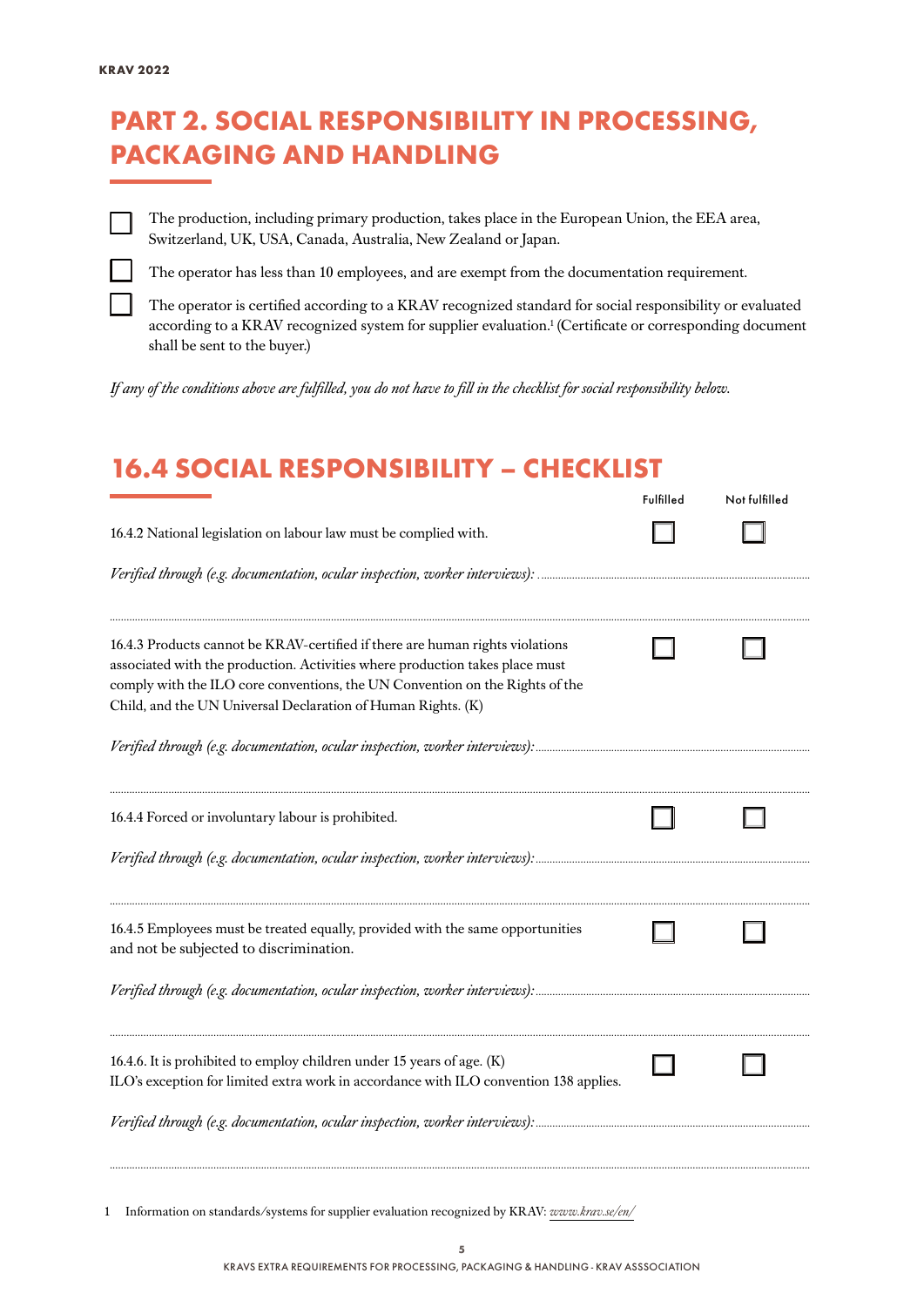# PART 2. SOCIAL RESPONSIBILITY IN PROCESSING, PACKAGING AND HANDLING

- ☐ The production, including primary production, takes place in the European Union, the EEA area, Switzerland, UK, USA, Canada, Australia, New Zealand or Japan.
- ☐ The operator has less than 10 employees, and are exempt from the documentation requirement.
- ☐ The operator is certified according to a KRAV recognized standard for social responsibility or evaluated according to a KRAV recognized system for supplier evaluation.[1] (Certificate or corresponding document shall be sent to the buyer.)

*If any of the conditions above are fulfilled, you do not have to fill in the checklist for social responsibility below.*

## 16.4 SOCIAL RESPONSIBILITY – CHECKLIST

| | Fulfilled | Not fulfilled |
|---|---|---|
| 16.4.2 National legislation on labour law must be complied with. | ☐ | ☐ |
| *Verified through (e.g. documentation, ocular inspection, worker interviews):* ................ | | |
| 16.4.3 Products cannot be KRAV-certified if there are human rights violations associated with the production. Activities where production takes place must comply with the ILO core conventions, the UN Convention on the Rights of the Child, and the UN Universal Declaration of Human Rights. (K) | ☐ | ☐ |
| *Verified through (e.g. documentation, ocular inspection, worker interviews):* ................ | | |
| 16.4.4 Forced or involuntary labour is prohibited. | ☐ | ☐ |
| *Verified through (e.g. documentation, ocular inspection, worker interviews):* ................ | | |
| 16.4.5 Employees must be treated equally, provided with the same opportunities and not be subjected to discrimination. | ☐ | ☐ |
| *Verified through (e.g. documentation, ocular inspection, worker interviews):* ................ | | |
| 16.4.6. It is prohibited to employ children under 15 years of age. (K) ILO's exception for limited extra work in accordance with ILO convention 138 applies. | ☐ | ☐ |
| *Verified through (e.g. documentation, ocular inspection, worker interviews):* ................ | | |

1 Information on standards/systems for supplier evaluation recognized by KRAV: *www.krav.se/en/*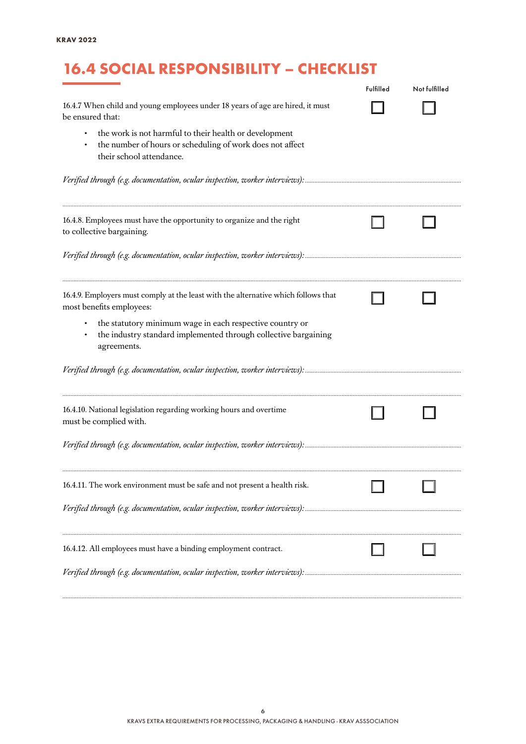## 16.4 SOCIAL RESPONSIBILITY – CHECKLIST

| | Fulfilled | Not fulfilled |
|---|---|---|
| 16.4.7 When child and young employees under 18 years of age are hired, it must be ensured that:<br>• the work is not harmful to their health or development<br>• the number of hours or scheduling of work does not affect their school attendance. | ☐ | ☐ |

*Verified through (e.g. documentation, ocular inspection, worker interviews):*

| | Fulfilled | Not fulfilled |
|---|---|---|
| 16.4.8. Employees must have the opportunity to organize and the right to collective bargaining. | ☐ | ☐ |

*Verified through (e.g. documentation, ocular inspection, worker interviews):*

| | Fulfilled | Not fulfilled |
|---|---|---|
| 16.4.9. Employers must comply at the least with the alternative which follows that most benefits employees:<br>• the statutory minimum wage in each respective country or<br>• the industry standard implemented through collective bargaining agreements. | ☐ | ☐ |

*Verified through (e.g. documentation, ocular inspection, worker interviews):*

| | Fulfilled | Not fulfilled |
|---|---|---|
| 16.4.10. National legislation regarding working hours and overtime must be complied with. | ☐ | ☐ |

*Verified through (e.g. documentation, ocular inspection, worker interviews):*

| | Fulfilled | Not fulfilled |
|---|---|---|
| 16.4.11. The work environment must be safe and not present a health risk. | ☐ | ☐ |

*Verified through (e.g. documentation, ocular inspection, worker interviews):*

| | Fulfilled | Not fulfilled |
|---|---|---|
| 16.4.12. All employees must have a binding employment contract. | ☐ | ☐ |

*Verified through (e.g. documentation, ocular inspection, worker interviews):*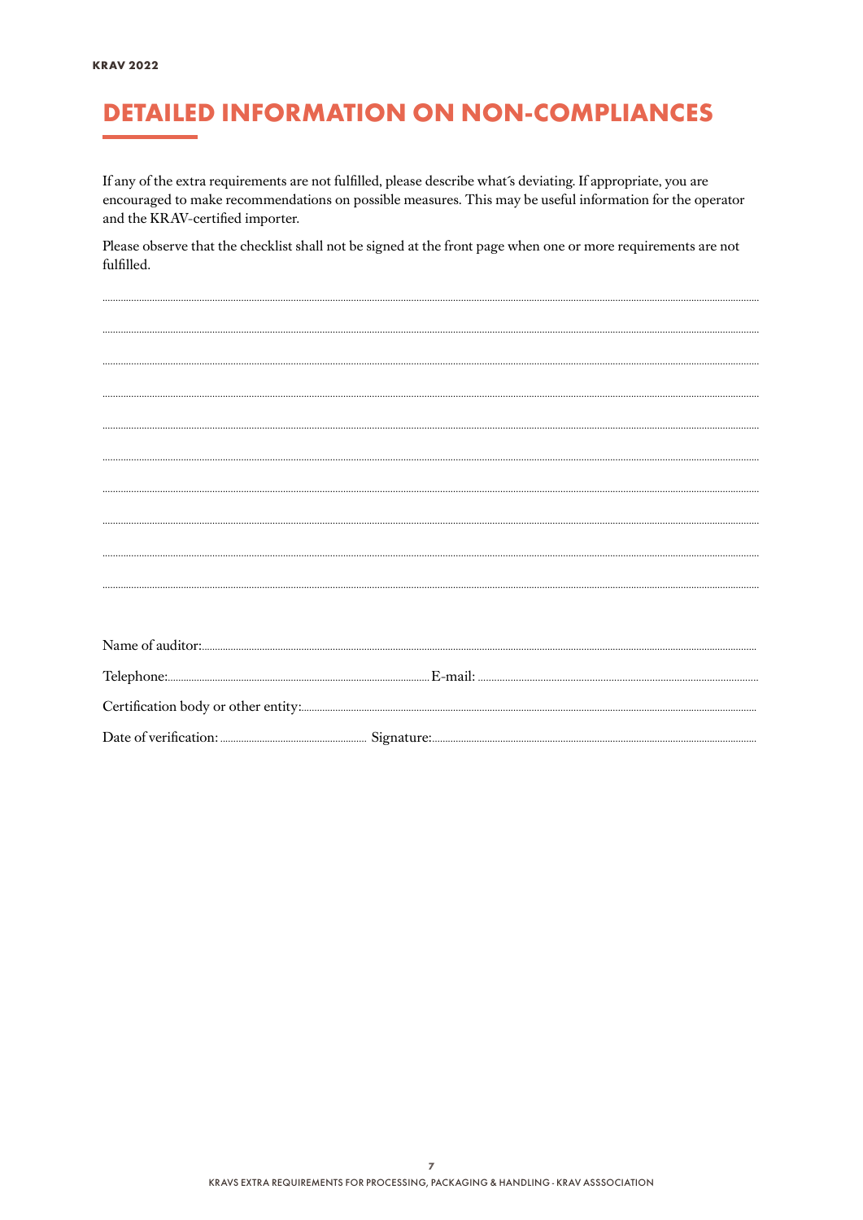# DETAILED INFORMATION ON NON-COMPLIANCES

If any of the extra requirements are not fulfilled, please describe what´s deviating. If appropriate, you are encouraged to make recommendations on possible measures. This may be useful information for the operator and the KRAV-certified importer.

Please observe that the checklist shall not be signed at the front page when one or more requirements are not fulfilled.

........................................................................................................................................................................................................

........................................................................................................................................................................................................

........................................................................................................................................................................................................

........................................................................................................................................................................................................

........................................................................................................................................................................................................

........................................................................................................................................................................................................

........................................................................................................................................................................................................

........................................................................................................................................................................................................

........................................................................................................................................................................................................

........................................................................................................................................................................................................

Name of auditor:..........................................................................................................................................................

Telephone:.......................................................... E-mail: ...................................................................................

Certification body or other entity:.......................................................................................................................

Date of verification: ........................................ Signature:.................................................................................